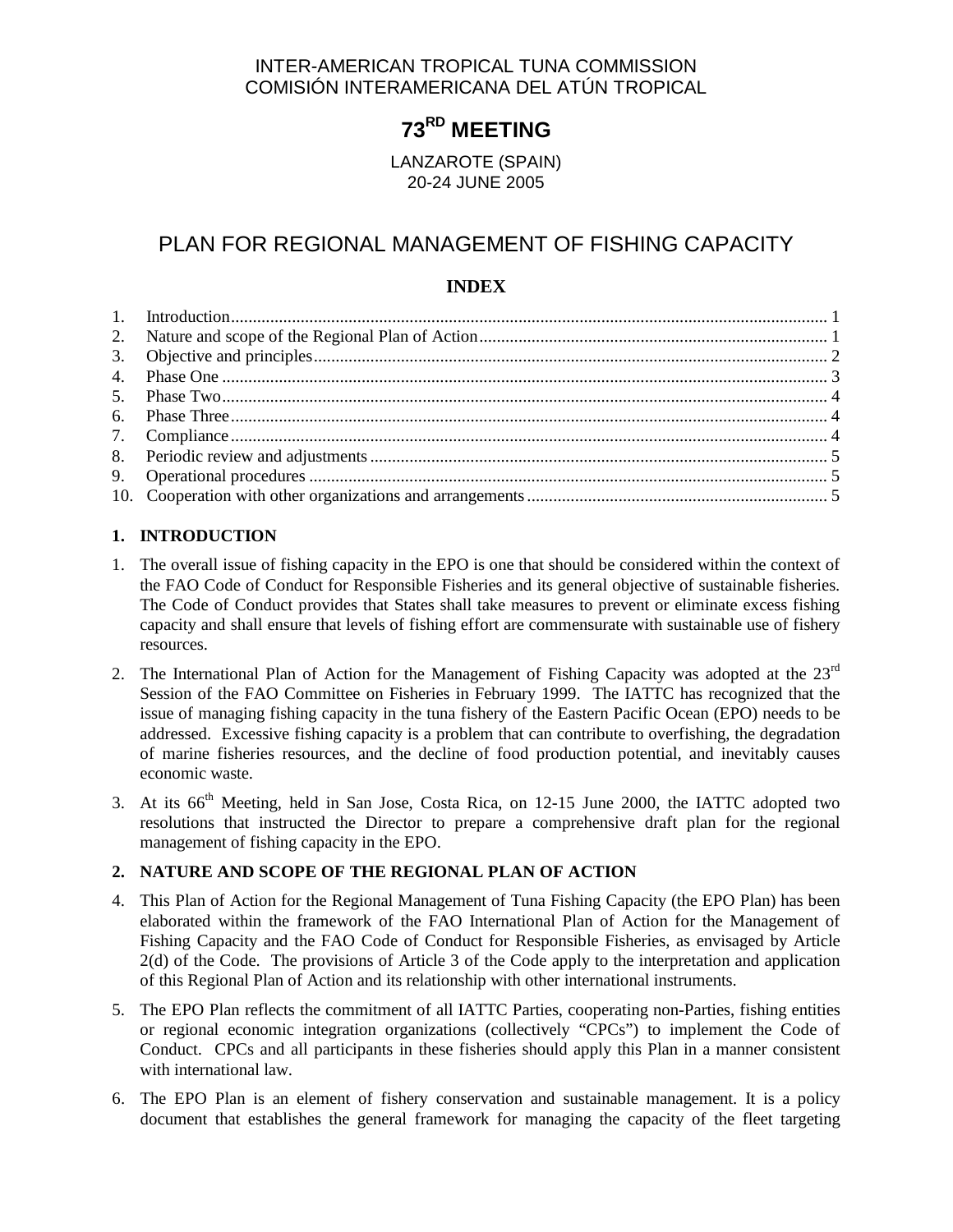INTER-AMERICAN TROPICAL TUNA COMMISSION
COMISIÓN INTERAMERICANA DEL ATÚN TROPICAL

# 73RD MEETING

LANZAROTE (SPAIN)
20-24 JUNE 2005

# PLAN FOR REGIONAL MANAGEMENT OF FISHING CAPACITY

## INDEX

1. Introduction ... 1
2. Nature and scope of the Regional Plan of Action ... 1
3. Objective and principles ... 2
4. Phase One ... 3
5. Phase Two ... 4
6. Phase Three ... 4
7. Compliance ... 4
8. Periodic review and adjustments ... 5
9. Operational procedures ... 5
10. Cooperation with other organizations and arrangements ... 5

## 1. INTRODUCTION

1. The overall issue of fishing capacity in the EPO is one that should be considered within the context of the FAO Code of Conduct for Responsible Fisheries and its general objective of sustainable fisheries. The Code of Conduct provides that States shall take measures to prevent or eliminate excess fishing capacity and shall ensure that levels of fishing effort are commensurate with sustainable use of fishery resources.

2. The International Plan of Action for the Management of Fishing Capacity was adopted at the 23rd Session of the FAO Committee on Fisheries in February 1999. The IATTC has recognized that the issue of managing fishing capacity in the tuna fishery of the Eastern Pacific Ocean (EPO) needs to be addressed. Excessive fishing capacity is a problem that can contribute to overfishing, the degradation of marine fisheries resources, and the decline of food production potential, and inevitably causes economic waste.

3. At its 66th Meeting, held in San Jose, Costa Rica, on 12-15 June 2000, the IATTC adopted two resolutions that instructed the Director to prepare a comprehensive draft plan for the regional management of fishing capacity in the EPO.

## 2. NATURE AND SCOPE OF THE REGIONAL PLAN OF ACTION

4. This Plan of Action for the Regional Management of Tuna Fishing Capacity (the EPO Plan) has been elaborated within the framework of the FAO International Plan of Action for the Management of Fishing Capacity and the FAO Code of Conduct for Responsible Fisheries, as envisaged by Article 2(d) of the Code. The provisions of Article 3 of the Code apply to the interpretation and application of this Regional Plan of Action and its relationship with other international instruments.

5. The EPO Plan reflects the commitment of all IATTC Parties, cooperating non-Parties, fishing entities or regional economic integration organizations (collectively "CPCs") to implement the Code of Conduct. CPCs and all participants in these fisheries should apply this Plan in a manner consistent with international law.

6. The EPO Plan is an element of fishery conservation and sustainable management. It is a policy document that establishes the general framework for managing the capacity of the fleet targeting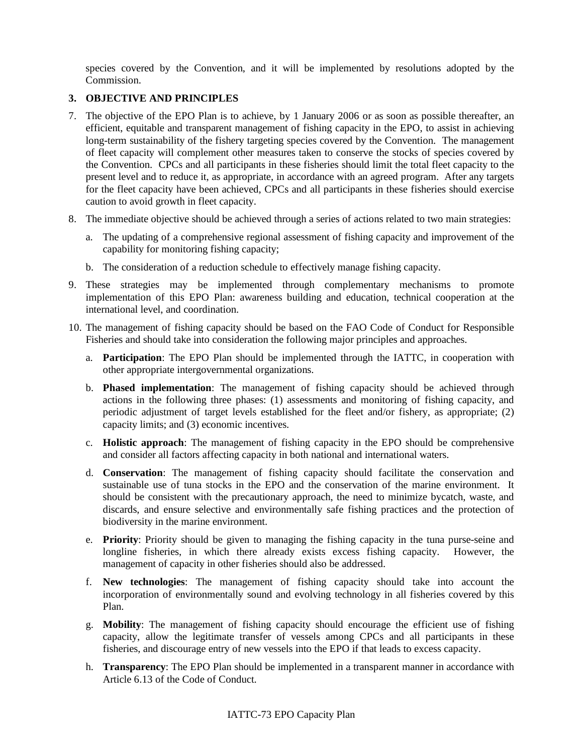species covered by the Convention, and it will be implemented by resolutions adopted by the Commission.

## 3. OBJECTIVE AND PRINCIPLES

7. The objective of the EPO Plan is to achieve, by 1 January 2006 or as soon as possible thereafter, an efficient, equitable and transparent management of fishing capacity in the EPO, to assist in achieving long-term sustainability of the fishery targeting species covered by the Convention. The management of fleet capacity will complement other measures taken to conserve the stocks of species covered by the Convention. CPCs and all participants in these fisheries should limit the total fleet capacity to the present level and to reduce it, as appropriate, in accordance with an agreed program. After any targets for the fleet capacity have been achieved, CPCs and all participants in these fisheries should exercise caution to avoid growth in fleet capacity.

8. The immediate objective should be achieved through a series of actions related to two main strategies:

   a. The updating of a comprehensive regional assessment of fishing capacity and improvement of the capability for monitoring fishing capacity;

   b. The consideration of a reduction schedule to effectively manage fishing capacity.

9. These strategies may be implemented through complementary mechanisms to promote implementation of this EPO Plan: awareness building and education, technical cooperation at the international level, and coordination.

10. The management of fishing capacity should be based on the FAO Code of Conduct for Responsible Fisheries and should take into consideration the following major principles and approaches.

    a. **Participation**: The EPO Plan should be implemented through the IATTC, in cooperation with other appropriate intergovernmental organizations.

    b. **Phased implementation**: The management of fishing capacity should be achieved through actions in the following three phases: (1) assessments and monitoring of fishing capacity, and periodic adjustment of target levels established for the fleet and/or fishery, as appropriate; (2) capacity limits; and (3) economic incentives.

    c. **Holistic approach**: The management of fishing capacity in the EPO should be comprehensive and consider all factors affecting capacity in both national and international waters.

    d. **Conservation**: The management of fishing capacity should facilitate the conservation and sustainable use of tuna stocks in the EPO and the conservation of the marine environment. It should be consistent with the precautionary approach, the need to minimize bycatch, waste, and discards, and ensure selective and environmentally safe fishing practices and the protection of biodiversity in the marine environment.

    e. **Priority**: Priority should be given to managing the fishing capacity in the tuna purse-seine and longline fisheries, in which there already exists excess fishing capacity. However, the management of capacity in other fisheries should also be addressed.

    f. **New technologies**: The management of fishing capacity should take into account the incorporation of environmentally sound and evolving technology in all fisheries covered by this Plan.

    g. **Mobility**: The management of fishing capacity should encourage the efficient use of fishing capacity, allow the legitimate transfer of vessels among CPCs and all participants in these fisheries, and discourage entry of new vessels into the EPO if that leads to excess capacity.

    h. **Transparency**: The EPO Plan should be implemented in a transparent manner in accordance with Article 6.13 of the Code of Conduct.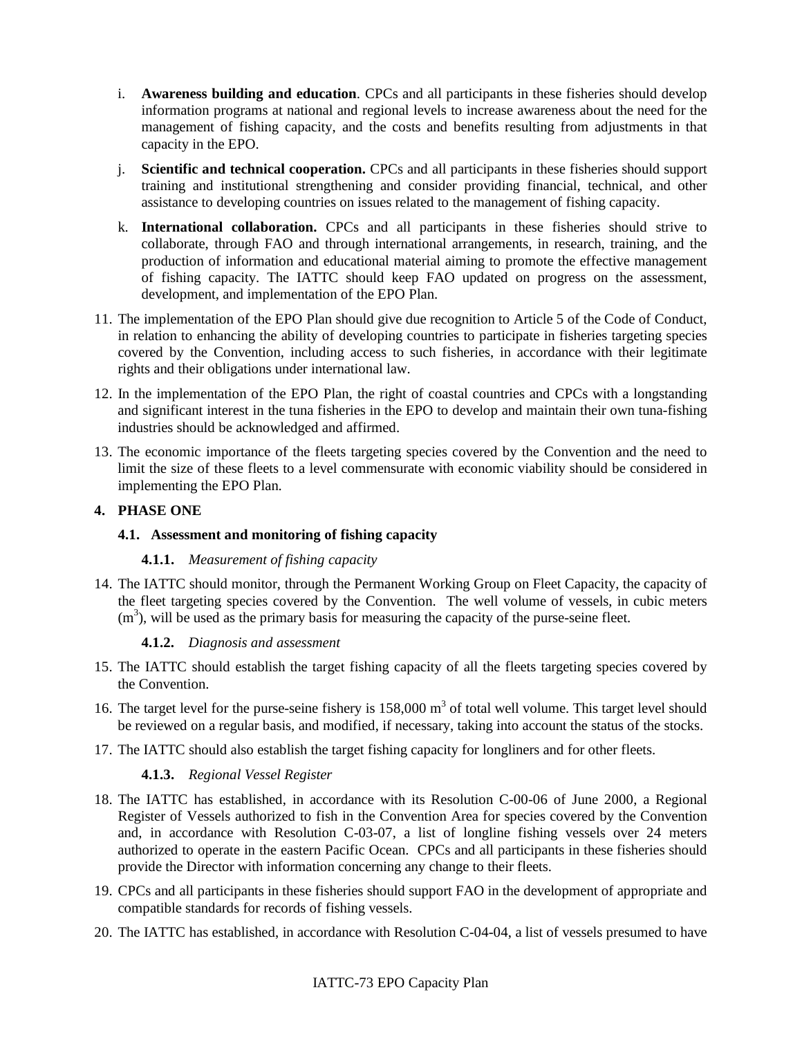i. **Awareness building and education**. CPCs and all participants in these fisheries should develop information programs at national and regional levels to increase awareness about the need for the management of fishing capacity, and the costs and benefits resulting from adjustments in that capacity in the EPO.

j. **Scientific and technical cooperation.** CPCs and all participants in these fisheries should support training and institutional strengthening and consider providing financial, technical, and other assistance to developing countries on issues related to the management of fishing capacity.

k. **International collaboration.** CPCs and all participants in these fisheries should strive to collaborate, through FAO and through international arrangements, in research, training, and the production of information and educational material aiming to promote the effective management of fishing capacity. The IATTC should keep FAO updated on progress on the assessment, development, and implementation of the EPO Plan.

11. The implementation of the EPO Plan should give due recognition to Article 5 of the Code of Conduct, in relation to enhancing the ability of developing countries to participate in fisheries targeting species covered by the Convention, including access to such fisheries, in accordance with their legitimate rights and their obligations under international law.

12. In the implementation of the EPO Plan, the right of coastal countries and CPCs with a longstanding and significant interest in the tuna fisheries in the EPO to develop and maintain their own tuna-fishing industries should be acknowledged and affirmed.

13. The economic importance of the fleets targeting species covered by the Convention and the need to limit the size of these fleets to a level commensurate with economic viability should be considered in implementing the EPO Plan.

## 4. PHASE ONE

### 4.1. Assessment and monitoring of fishing capacity

#### 4.1.1. *Measurement of fishing capacity*

14. The IATTC should monitor, through the Permanent Working Group on Fleet Capacity, the capacity of the fleet targeting species covered by the Convention. The well volume of vessels, in cubic meters ($m^3$), will be used as the primary basis for measuring the capacity of the purse-seine fleet.

#### 4.1.2. *Diagnosis and assessment*

15. The IATTC should establish the target fishing capacity of all the fleets targeting species covered by the Convention.

16. The target level for the purse-seine fishery is 158,000 $m^3$ of total well volume. This target level should be reviewed on a regular basis, and modified, if necessary, taking into account the status of the stocks.

17. The IATTC should also establish the target fishing capacity for longliners and for other fleets.

#### 4.1.3. *Regional Vessel Register*

18. The IATTC has established, in accordance with its Resolution C-00-06 of June 2000, a Regional Register of Vessels authorized to fish in the Convention Area for species covered by the Convention and, in accordance with Resolution C-03-07, a list of longline fishing vessels over 24 meters authorized to operate in the eastern Pacific Ocean. CPCs and all participants in these fisheries should provide the Director with information concerning any change to their fleets.

19. CPCs and all participants in these fisheries should support FAO in the development of appropriate and compatible standards for records of fishing vessels.

20. The IATTC has established, in accordance with Resolution C-04-04, a list of vessels presumed to have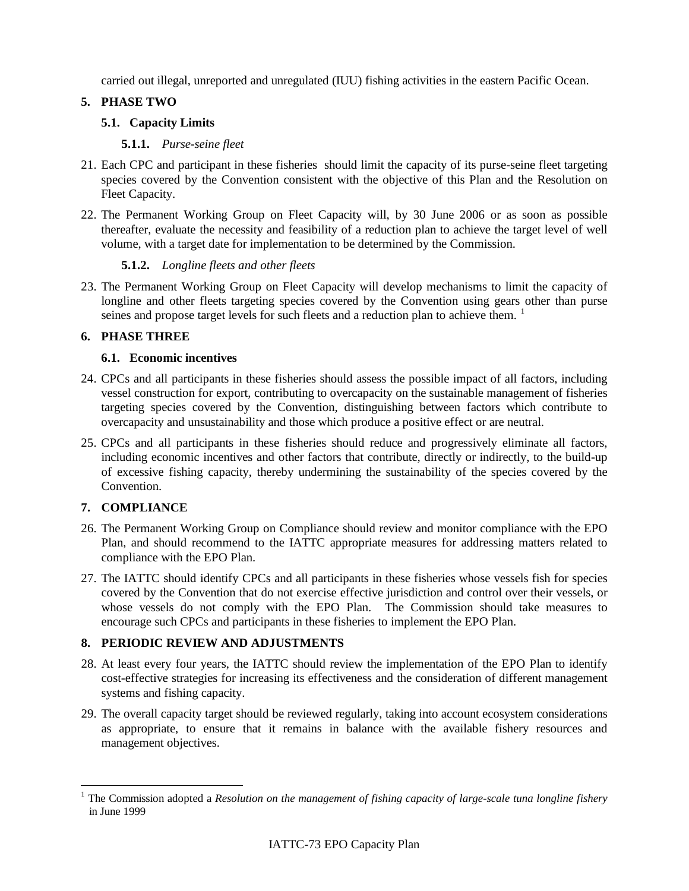carried out illegal, unreported and unregulated (IUU) fishing activities in the eastern Pacific Ocean.

## 5. PHASE TWO

### 5.1. Capacity Limits

#### 5.1.1. *Purse-seine fleet*

21. Each CPC and participant in these fisheries should limit the capacity of its purse-seine fleet targeting species covered by the Convention consistent with the objective of this Plan and the Resolution on Fleet Capacity.

22. The Permanent Working Group on Fleet Capacity will, by 30 June 2006 or as soon as possible thereafter, evaluate the necessity and feasibility of a reduction plan to achieve the target level of well volume, with a target date for implementation to be determined by the Commission.

#### 5.1.2. *Longline fleets and other fleets*

23. The Permanent Working Group on Fleet Capacity will develop mechanisms to limit the capacity of longline and other fleets targeting species covered by the Convention using gears other than purse seines and propose target levels for such fleets and a reduction plan to achieve them. [1]

## 6. PHASE THREE

### 6.1. Economic incentives

24. CPCs and all participants in these fisheries should assess the possible impact of all factors, including vessel construction for export, contributing to overcapacity on the sustainable management of fisheries targeting species covered by the Convention, distinguishing between factors which contribute to overcapacity and unsustainability and those which produce a positive effect or are neutral.

25. CPCs and all participants in these fisheries should reduce and progressively eliminate all factors, including economic incentives and other factors that contribute, directly or indirectly, to the build-up of excessive fishing capacity, thereby undermining the sustainability of the species covered by the Convention.

## 7. COMPLIANCE

26. The Permanent Working Group on Compliance should review and monitor compliance with the EPO Plan, and should recommend to the IATTC appropriate measures for addressing matters related to compliance with the EPO Plan.

27. The IATTC should identify CPCs and all participants in these fisheries whose vessels fish for species covered by the Convention that do not exercise effective jurisdiction and control over their vessels, or whose vessels do not comply with the EPO Plan. The Commission should take measures to encourage such CPCs and participants in these fisheries to implement the EPO Plan.

## 8. PERIODIC REVIEW AND ADJUSTMENTS

28. At least every four years, the IATTC should review the implementation of the EPO Plan to identify cost-effective strategies for increasing its effectiveness and the consideration of different management systems and fishing capacity.

29. The overall capacity target should be reviewed regularly, taking into account ecosystem considerations as appropriate, to ensure that it remains in balance with the available fishery resources and management objectives.

---

[1] The Commission adopted a *Resolution on the management of fishing capacity of large-scale tuna longline fishery* in June 1999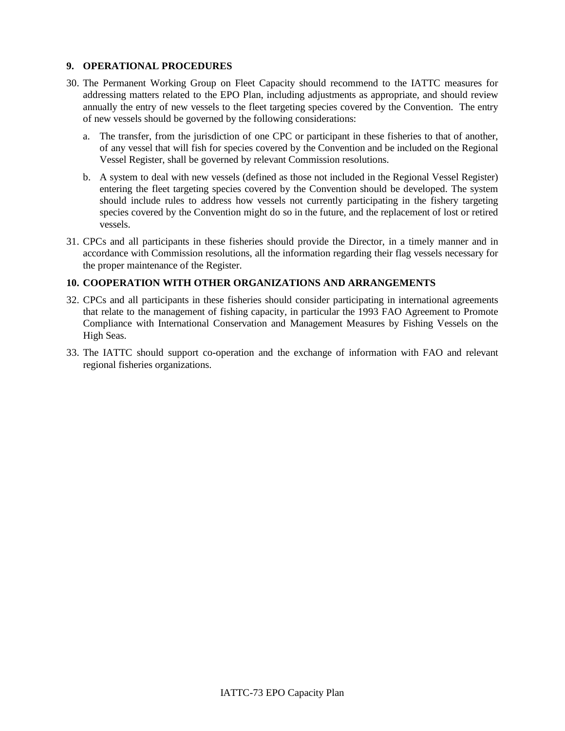## 9. OPERATIONAL PROCEDURES

30. The Permanent Working Group on Fleet Capacity should recommend to the IATTC measures for addressing matters related to the EPO Plan, including adjustments as appropriate, and should review annually the entry of new vessels to the fleet targeting species covered by the Convention. The entry of new vessels should be governed by the following considerations:

    a. The transfer, from the jurisdiction of one CPC or participant in these fisheries to that of another, of any vessel that will fish for species covered by the Convention and be included on the Regional Vessel Register, shall be governed by relevant Commission resolutions.

    b. A system to deal with new vessels (defined as those not included in the Regional Vessel Register) entering the fleet targeting species covered by the Convention should be developed. The system should include rules to address how vessels not currently participating in the fishery targeting species covered by the Convention might do so in the future, and the replacement of lost or retired vessels.

31. CPCs and all participants in these fisheries should provide the Director, in a timely manner and in accordance with Commission resolutions, all the information regarding their flag vessels necessary for the proper maintenance of the Register.

## 10. COOPERATION WITH OTHER ORGANIZATIONS AND ARRANGEMENTS

32. CPCs and all participants in these fisheries should consider participating in international agreements that relate to the management of fishing capacity, in particular the 1993 FAO Agreement to Promote Compliance with International Conservation and Management Measures by Fishing Vessels on the High Seas.

33. The IATTC should support co-operation and the exchange of information with FAO and relevant regional fisheries organizations.